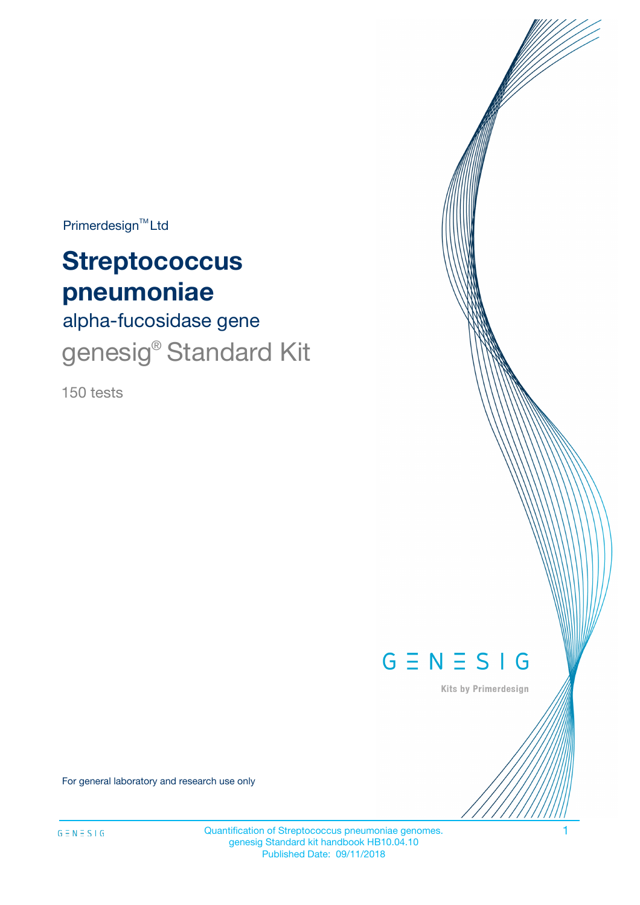Primerdesign™ Ltd

# Streptococcus pneumoniae

## alpha-fucosidase gene

## genesig® Standard Kit

150 tests

GENESIG

Kits by Primerdesign

For general laboratory and research use only

Quantification of Streptococcus pneumoniae genomes.
genesig Standard kit handbook HB10.04.10
Published Date: 09/11/2018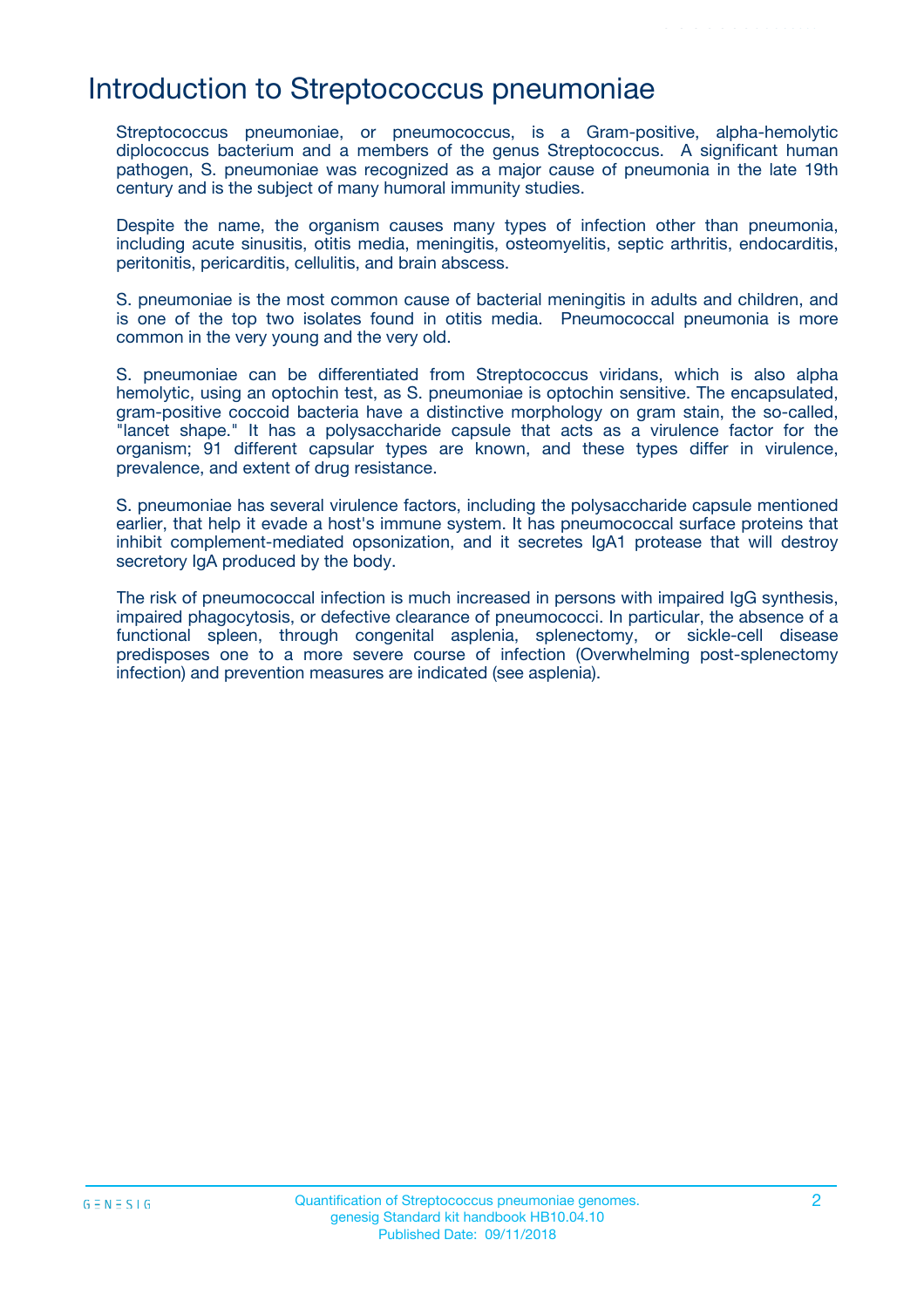# Introduction to Streptococcus pneumoniae

Streptococcus pneumoniae, or pneumococcus, is a Gram-positive, alpha-hemolytic diplococcus bacterium and a members of the genus Streptococcus. A significant human pathogen, S. pneumoniae was recognized as a major cause of pneumonia in the late 19th century and is the subject of many humoral immunity studies.

Despite the name, the organism causes many types of infection other than pneumonia, including acute sinusitis, otitis media, meningitis, osteomyelitis, septic arthritis, endocarditis, peritonitis, pericarditis, cellulitis, and brain abscess.

S. pneumoniae is the most common cause of bacterial meningitis in adults and children, and is one of the top two isolates found in otitis media. Pneumococcal pneumonia is more common in the very young and the very old.

S. pneumoniae can be differentiated from Streptococcus viridans, which is also alpha hemolytic, using an optochin test, as S. pneumoniae is optochin sensitive. The encapsulated, gram-positive coccoid bacteria have a distinctive morphology on gram stain, the so-called, "lancet shape." It has a polysaccharide capsule that acts as a virulence factor for the organism; 91 different capsular types are known, and these types differ in virulence, prevalence, and extent of drug resistance.

S. pneumoniae has several virulence factors, including the polysaccharide capsule mentioned earlier, that help it evade a host's immune system. It has pneumococcal surface proteins that inhibit complement-mediated opsonization, and it secretes IgA1 protease that will destroy secretory IgA produced by the body.

The risk of pneumococcal infection is much increased in persons with impaired IgG synthesis, impaired phagocytosis, or defective clearance of pneumococci. In particular, the absence of a functional spleen, through congenital asplenia, splenectomy, or sickle-cell disease predisposes one to a more severe course of infection (Overwhelming post-splenectomy infection) and prevention measures are indicated (see asplenia).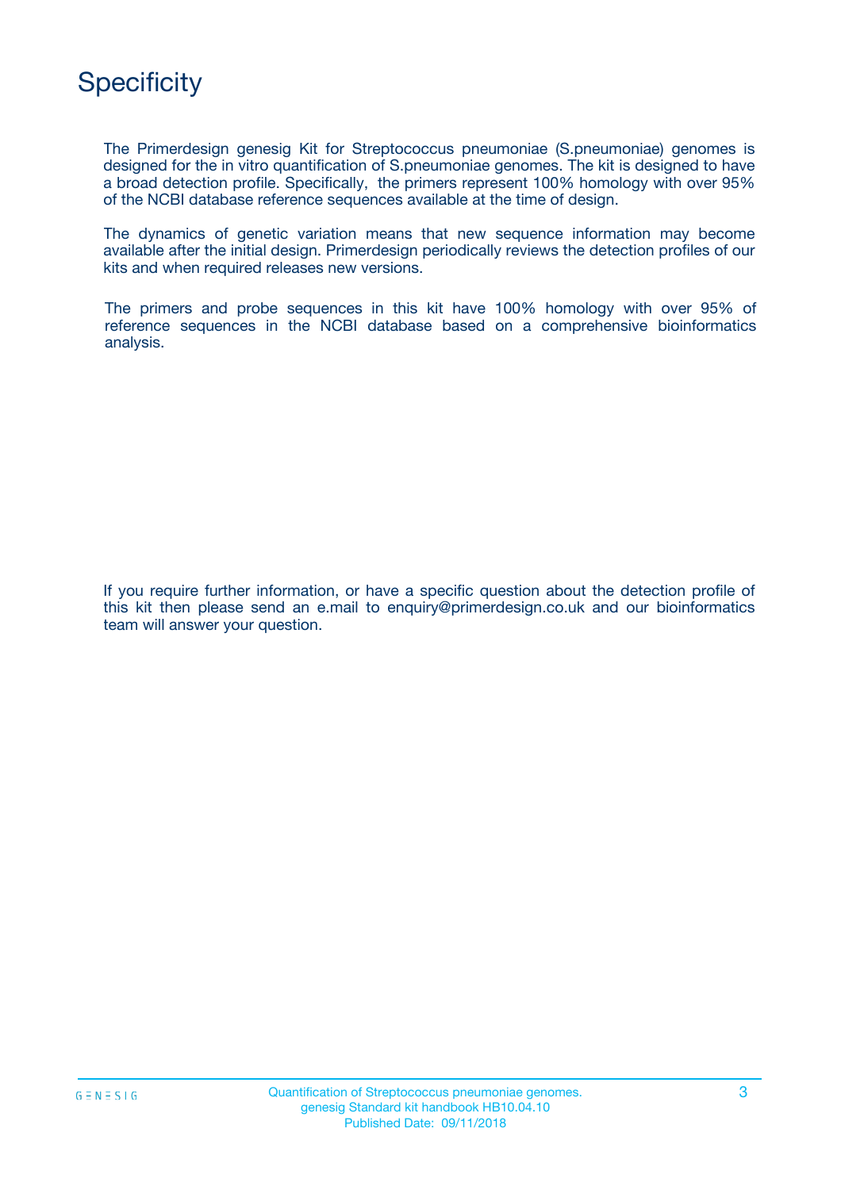# Specificity

The Primerdesign genesig Kit for Streptococcus pneumoniae (S.pneumoniae) genomes is designed for the in vitro quantification of S.pneumoniae genomes. The kit is designed to have a broad detection profile. Specifically, the primers represent 100% homology with over 95% of the NCBI database reference sequences available at the time of design.

The dynamics of genetic variation means that new sequence information may become available after the initial design. Primerdesign periodically reviews the detection profiles of our kits and when required releases new versions.

The primers and probe sequences in this kit have 100% homology with over 95% of reference sequences in the NCBI database based on a comprehensive bioinformatics analysis.

If you require further information, or have a specific question about the detection profile of this kit then please send an e.mail to enquiry@primerdesign.co.uk and our bioinformatics team will answer your question.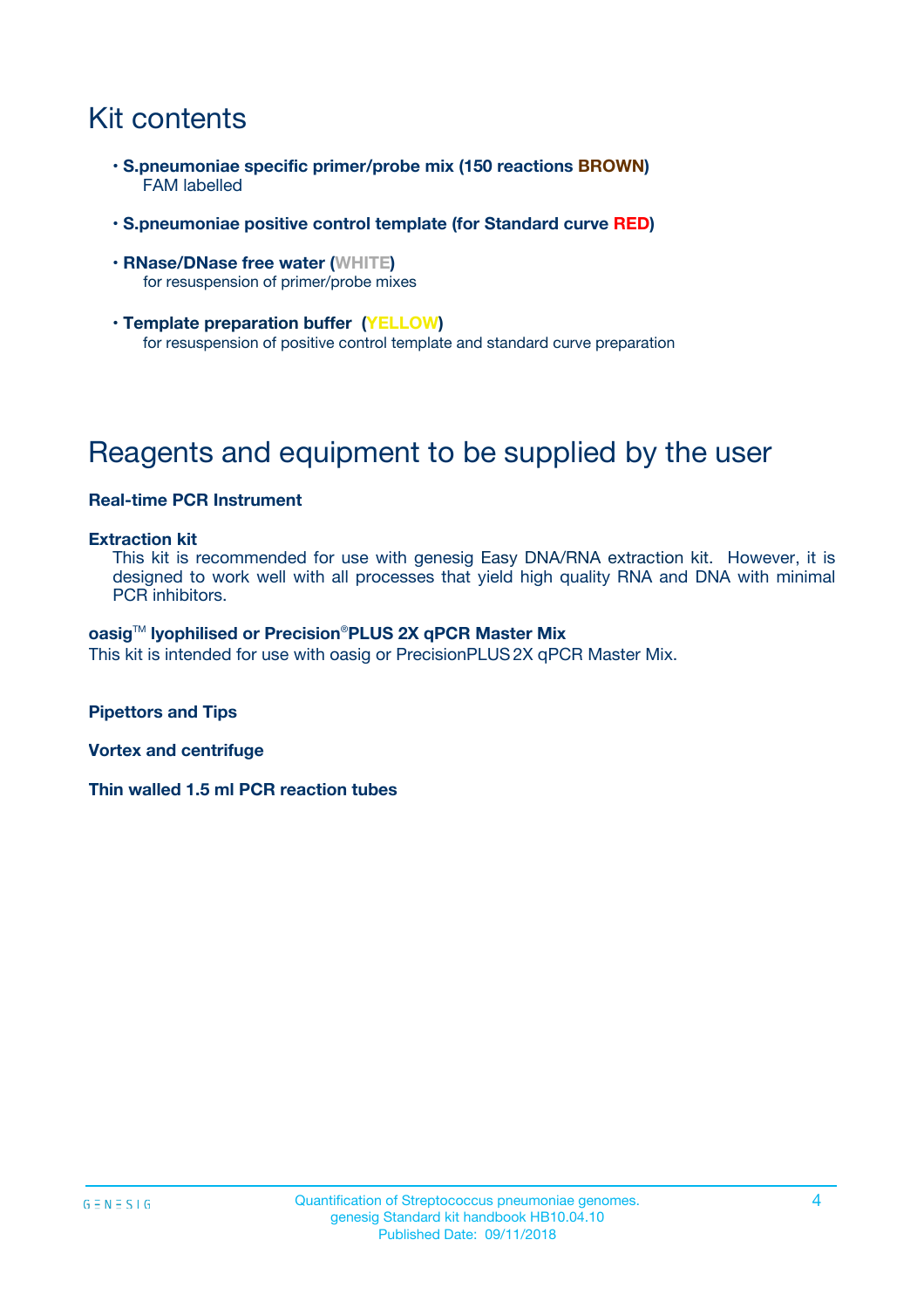# Kit contents

- **S.pneumoniae specific primer/probe mix (150 reactions BROWN)**
  FAM labelled

- **S.pneumoniae positive control template (for Standard curve RED)**

- **RNase/DNase free water (WHITE)**
  for resuspension of primer/probe mixes

- **Template preparation buffer (YELLOW)**
  for resuspension of positive control template and standard curve preparation

# Reagents and equipment to be supplied by the user

**Real-time PCR Instrument**

**Extraction kit**
This kit is recommended for use with genesig Easy DNA/RNA extraction kit. However, it is designed to work well with all processes that yield high quality RNA and DNA with minimal PCR inhibitors.

**oasig™ lyophilised or Precision®PLUS 2X qPCR Master Mix**
This kit is intended for use with oasig or PrecisionPLUS 2X qPCR Master Mix.

**Pipettors and Tips**

**Vortex and centrifuge**

**Thin walled 1.5 ml PCR reaction tubes**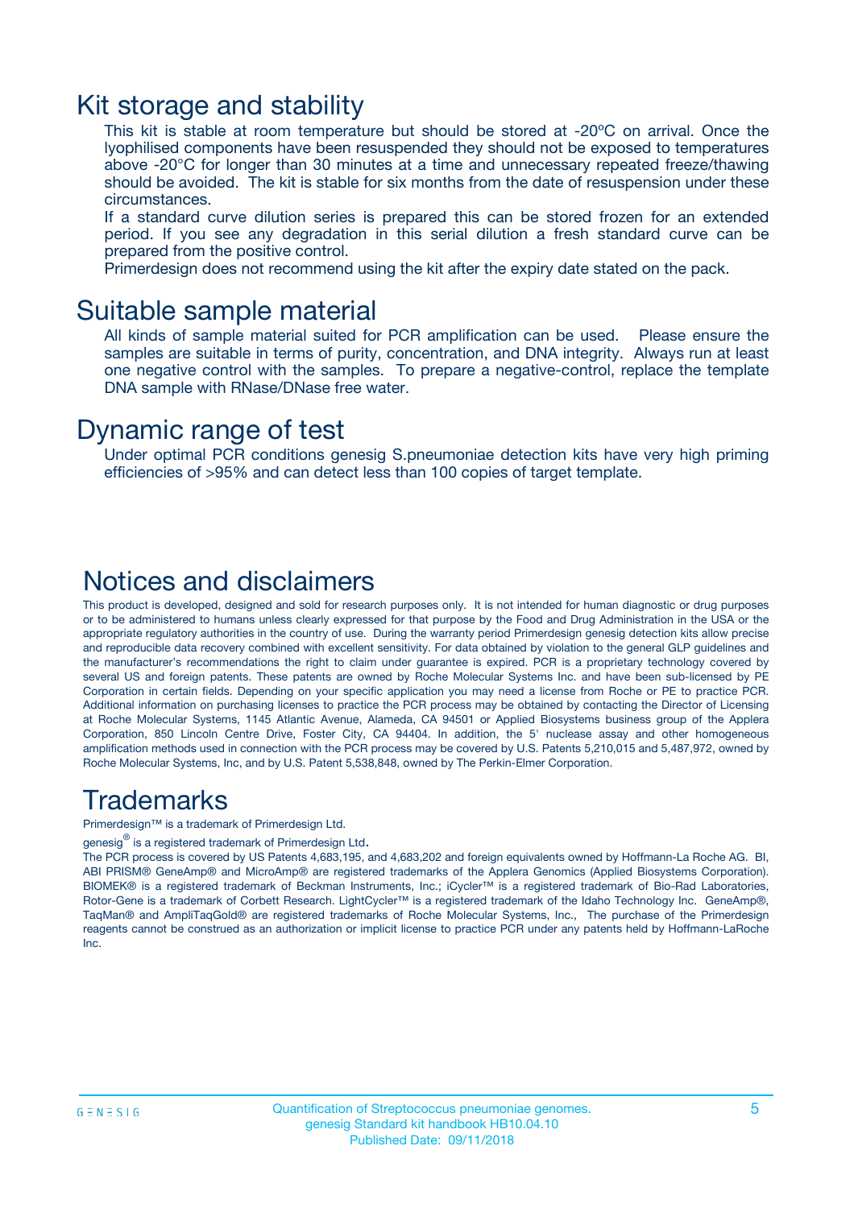# Kit storage and stability

This kit is stable at room temperature but should be stored at -20ºC on arrival. Once the lyophilised components have been resuspended they should not be exposed to temperatures above -20°C for longer than 30 minutes at a time and unnecessary repeated freeze/thawing should be avoided. The kit is stable for six months from the date of resuspension under these circumstances.

If a standard curve dilution series is prepared this can be stored frozen for an extended period. If you see any degradation in this serial dilution a fresh standard curve can be prepared from the positive control.

Primerdesign does not recommend using the kit after the expiry date stated on the pack.

# Suitable sample material

All kinds of sample material suited for PCR amplification can be used. Please ensure the samples are suitable in terms of purity, concentration, and DNA integrity. Always run at least one negative control with the samples. To prepare a negative-control, replace the template DNA sample with RNase/DNase free water.

# Dynamic range of test

Under optimal PCR conditions genesig S.pneumoniae detection kits have very high priming efficiencies of >95% and can detect less than 100 copies of target template.

# Notices and disclaimers

This product is developed, designed and sold for research purposes only. It is not intended for human diagnostic or drug purposes or to be administered to humans unless clearly expressed for that purpose by the Food and Drug Administration in the USA or the appropriate regulatory authorities in the country of use. During the warranty period Primerdesign genesig detection kits allow precise and reproducible data recovery combined with excellent sensitivity. For data obtained by violation to the general GLP guidelines and the manufacturer's recommendations the right to claim under guarantee is expired. PCR is a proprietary technology covered by several US and foreign patents. These patents are owned by Roche Molecular Systems Inc. and have been sub-licensed by PE Corporation in certain fields. Depending on your specific application you may need a license from Roche or PE to practice PCR. Additional information on purchasing licenses to practice the PCR process may be obtained by contacting the Director of Licensing at Roche Molecular Systems, 1145 Atlantic Avenue, Alameda, CA 94501 or Applied Biosystems business group of the Applera Corporation, 850 Lincoln Centre Drive, Foster City, CA 94404. In addition, the 5' nuclease assay and other homogeneous amplification methods used in connection with the PCR process may be covered by U.S. Patents 5,210,015 and 5,487,972, owned by Roche Molecular Systems, Inc, and by U.S. Patent 5,538,848, owned by The Perkin-Elmer Corporation.

# Trademarks

Primerdesign™ is a trademark of Primerdesign Ltd.

genesig® is a registered trademark of Primerdesign Ltd.

The PCR process is covered by US Patents 4,683,195, and 4,683,202 and foreign equivalents owned by Hoffmann-La Roche AG. BI, ABI PRISM® GeneAmp® and MicroAmp® are registered trademarks of the Applera Genomics (Applied Biosystems Corporation). BIOMEK® is a registered trademark of Beckman Instruments, Inc.; iCycler™ is a registered trademark of Bio-Rad Laboratories, Rotor-Gene is a trademark of Corbett Research. LightCycler™ is a registered trademark of the Idaho Technology Inc. GeneAmp®, TaqMan® and AmpliTaqGold® are registered trademarks of Roche Molecular Systems, Inc., The purchase of the Primerdesign reagents cannot be construed as an authorization or implicit license to practice PCR under any patents held by Hoffmann-LaRoche Inc.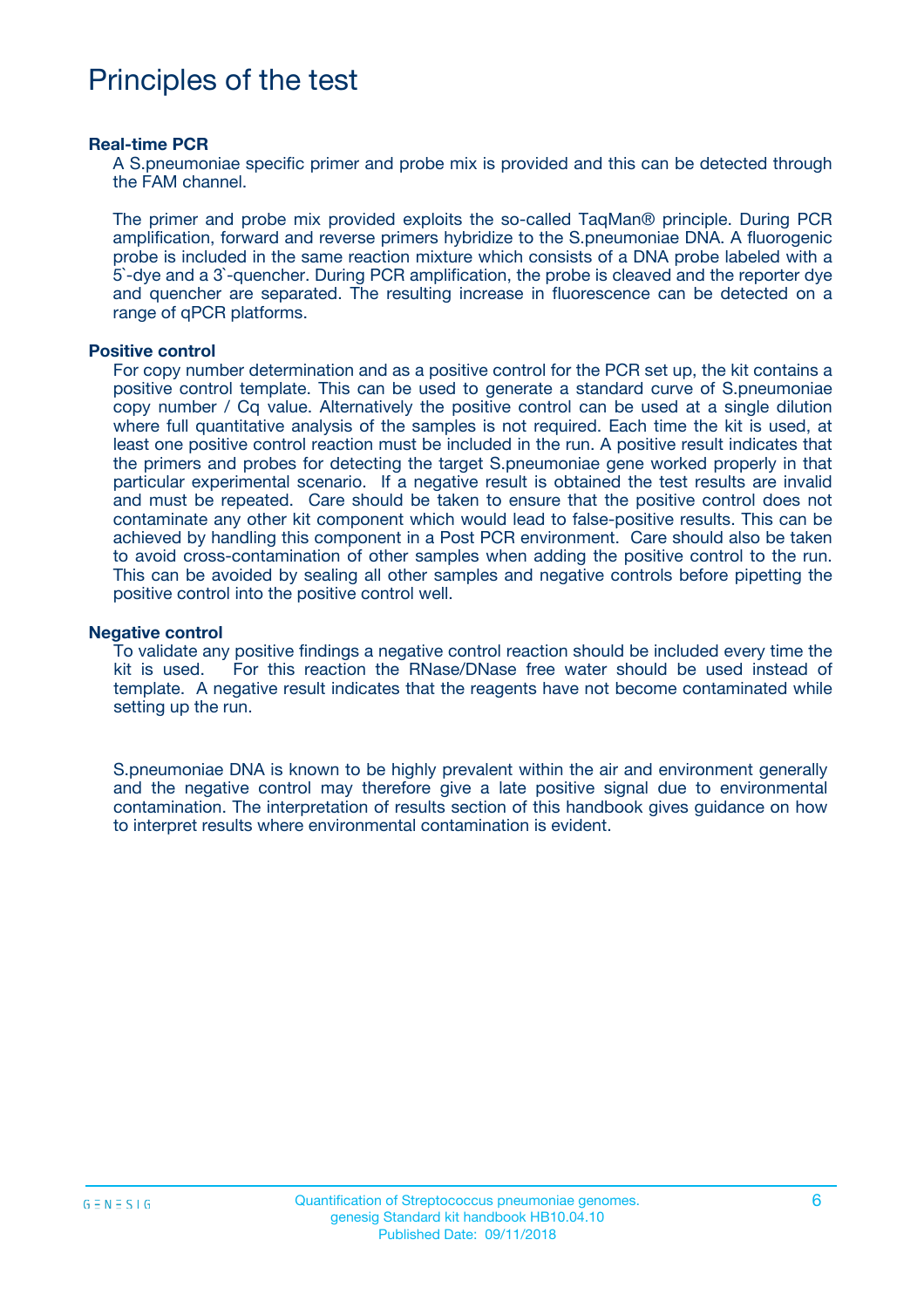# Principles of the test

**Real-time PCR**

A S.pneumoniae specific primer and probe mix is provided and this can be detected through the FAM channel.

The primer and probe mix provided exploits the so-called TaqMan® principle. During PCR amplification, forward and reverse primers hybridize to the S.pneumoniae DNA. A fluorogenic probe is included in the same reaction mixture which consists of a DNA probe labeled with a 5`-dye and a 3`-quencher. During PCR amplification, the probe is cleaved and the reporter dye and quencher are separated. The resulting increase in fluorescence can be detected on a range of qPCR platforms.

**Positive control**

For copy number determination and as a positive control for the PCR set up, the kit contains a positive control template. This can be used to generate a standard curve of S.pneumoniae copy number / Cq value. Alternatively the positive control can be used at a single dilution where full quantitative analysis of the samples is not required. Each time the kit is used, at least one positive control reaction must be included in the run. A positive result indicates that the primers and probes for detecting the target S.pneumoniae gene worked properly in that particular experimental scenario. If a negative result is obtained the test results are invalid and must be repeated. Care should be taken to ensure that the positive control does not contaminate any other kit component which would lead to false-positive results. This can be achieved by handling this component in a Post PCR environment. Care should also be taken to avoid cross-contamination of other samples when adding the positive control to the run. This can be avoided by sealing all other samples and negative controls before pipetting the positive control into the positive control well.

**Negative control**

To validate any positive findings a negative control reaction should be included every time the kit is used. For this reaction the RNase/DNase free water should be used instead of template. A negative result indicates that the reagents have not become contaminated while setting up the run.

S.pneumoniae DNA is known to be highly prevalent within the air and environment generally and the negative control may therefore give a late positive signal due to environmental contamination. The interpretation of results section of this handbook gives guidance on how to interpret results where environmental contamination is evident.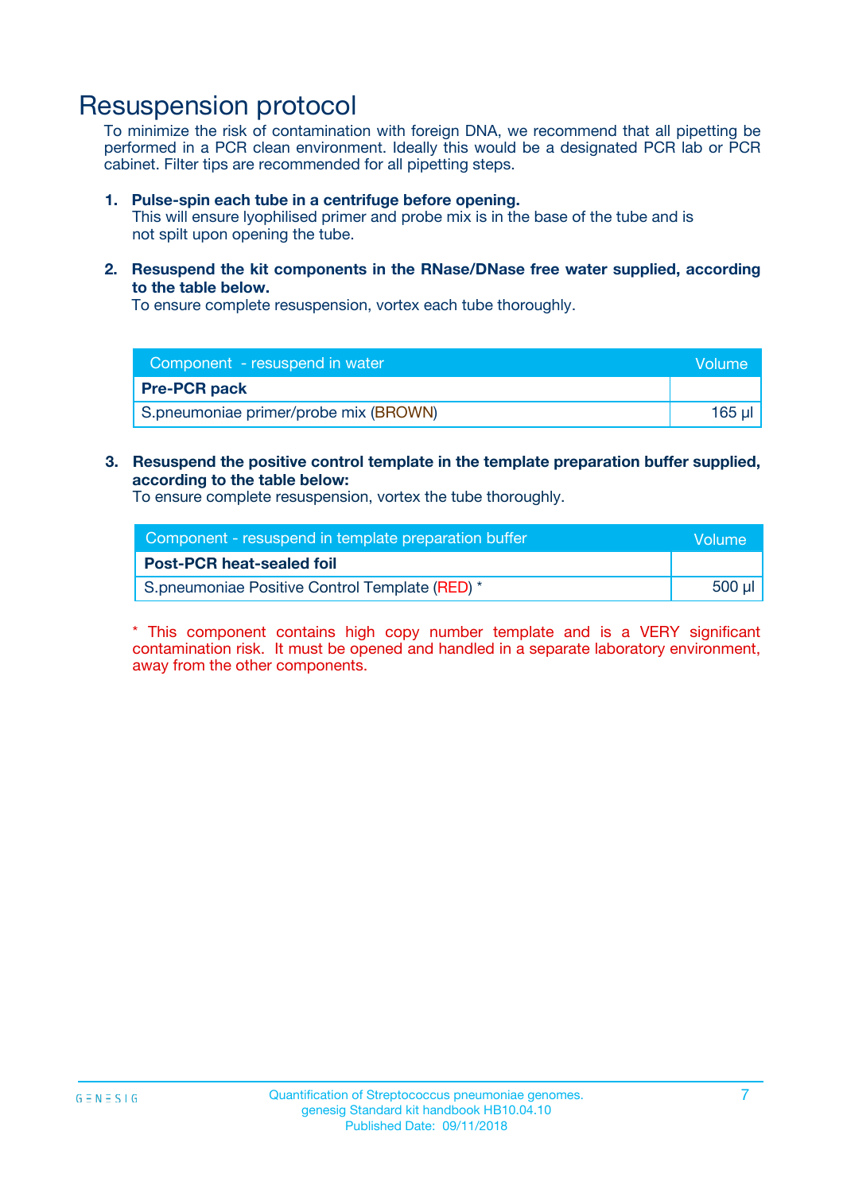# Resuspension protocol

To minimize the risk of contamination with foreign DNA, we recommend that all pipetting be performed in a PCR clean environment. Ideally this would be a designated PCR lab or PCR cabinet. Filter tips are recommended for all pipetting steps.

1. **Pulse-spin each tube in a centrifuge before opening.**
   This will ensure lyophilised primer and probe mix is in the base of the tube and is not spilt upon opening the tube.

2. **Resuspend the kit components in the RNase/DNase free water supplied, according to the table below.**
   To ensure complete resuspension, vortex each tube thoroughly.

| Component - resuspend in water | Volume |
|---|---|
| **Pre-PCR pack** | |
| S.pneumoniae primer/probe mix (BROWN) | 165 µl |

3. **Resuspend the positive control template in the template preparation buffer supplied, according to the table below:**
   To ensure complete resuspension, vortex the tube thoroughly.

| Component - resuspend in template preparation buffer | Volume |
|---|---|
| **Post-PCR heat-sealed foil** | |
| S.pneumoniae Positive Control Template (RED) * | 500 µl |

* This component contains high copy number template and is a VERY significant contamination risk. It must be opened and handled in a separate laboratory environment, away from the other components.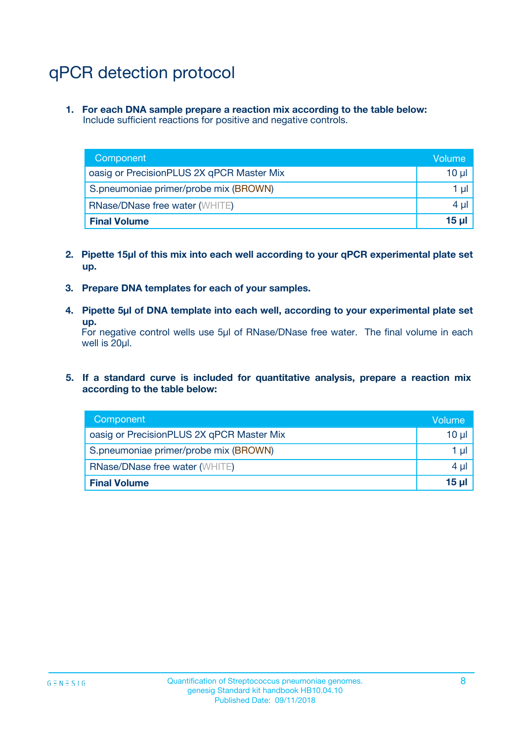# qPCR detection protocol

1. **For each DNA sample prepare a reaction mix according to the table below:**
   Include sufficient reactions for positive and negative controls.

| Component | Volume |
|---|---|
| oasig or PrecisionPLUS 2X qPCR Master Mix | 10 µl |
| S.pneumoniae primer/probe mix (BROWN) | 1 µl |
| RNase/DNase free water (WHITE) | 4 µl |
| **Final Volume** | **15 µl** |

2. **Pipette 15µl of this mix into each well according to your qPCR experimental plate set up.**

3. **Prepare DNA templates for each of your samples.**

4. **Pipette 5µl of DNA template into each well, according to your experimental plate set up.**
   For negative control wells use 5µl of RNase/DNase free water. The final volume in each well is 20µl.

5. **If a standard curve is included for quantitative analysis, prepare a reaction mix according to the table below:**

| Component | Volume |
|---|---|
| oasig or PrecisionPLUS 2X qPCR Master Mix | 10 µl |
| S.pneumoniae primer/probe mix (BROWN) | 1 µl |
| RNase/DNase free water (WHITE) | 4 µl |
| **Final Volume** | **15 µl** |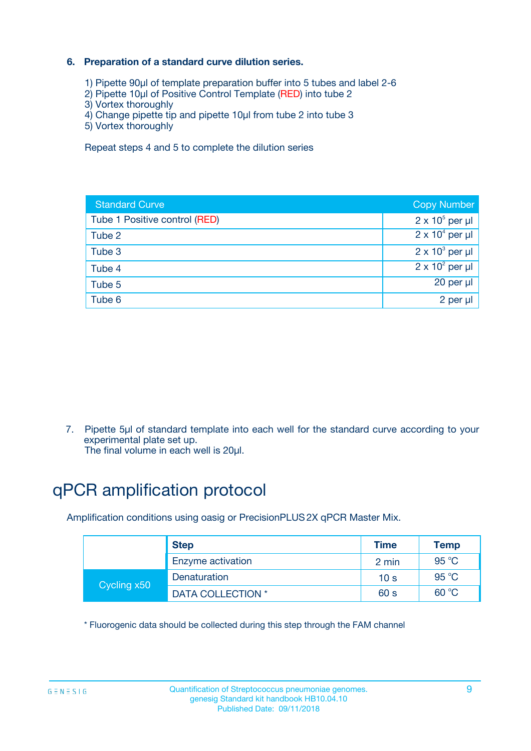### 6. Preparation of a standard curve dilution series.

1) Pipette 90µl of template preparation buffer into 5 tubes and label 2-6
2) Pipette 10µl of Positive Control Template (RED) into tube 2
3) Vortex thoroughly
4) Change pipette tip and pipette 10µl from tube 2 into tube 3
5) Vortex thoroughly

Repeat steps 4 and 5 to complete the dilution series

| Standard Curve | Copy Number |
|---|---|
| Tube 1 Positive control (RED) | $2 \times 10^5$ per µl |
| Tube 2 | $2 \times 10^4$ per µl |
| Tube 3 | $2 \times 10^3$ per µl |
| Tube 4 | $2 \times 10^2$ per µl |
| Tube 5 | 20 per µl |
| Tube 6 | 2 per µl |

7. Pipette 5µl of standard template into each well for the standard curve according to your experimental plate set up.
   The final volume in each well is 20µl.

# qPCR amplification protocol

Amplification conditions using oasig or PrecisionPLUS 2X qPCR Master Mix.

| | Step | Time | Temp |
|---|---|---|---|
| | Enzyme activation | 2 min | 95 °C |
| Cycling x50 | Denaturation | 10 s | 95 °C |
| | DATA COLLECTION * | 60 s | 60 °C |

* Fluorogenic data should be collected during this step through the FAM channel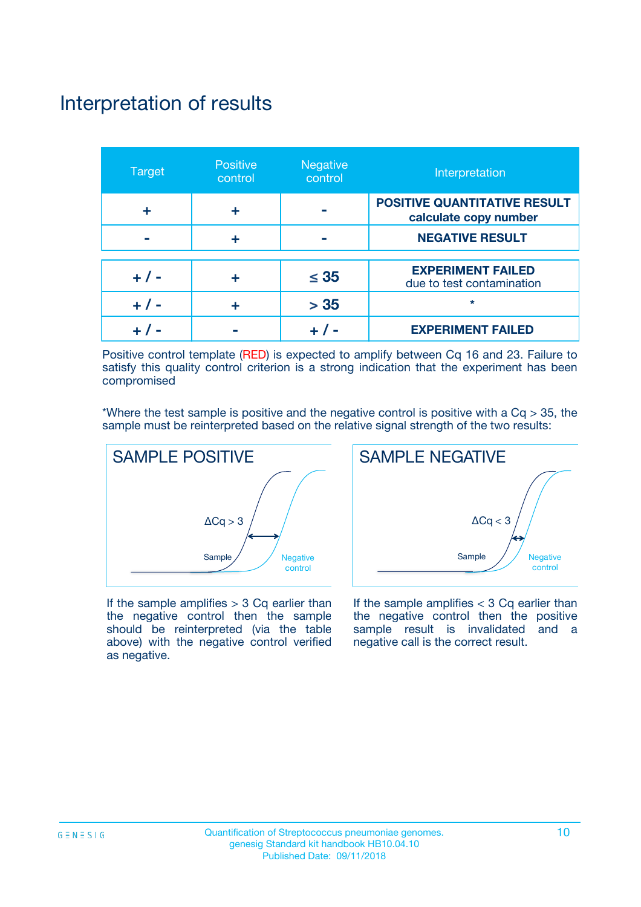# Interpretation of results

| Target | Positive control | Negative control | Interpretation |
|---|---|---|---|
| + | + | - | **POSITIVE QUANTITATIVE RESULT calculate copy number** |
| - | + | - | **NEGATIVE RESULT** |
| + / - | + | ≤ 35 | **EXPERIMENT FAILED** due to test contamination |
| + / - | + | > 35 | * |
| + / - | - | + / - | **EXPERIMENT FAILED** |

Positive control template (RED) is expected to amplify between Cq 16 and 23. Failure to satisfy this quality control criterion is a strong indication that the experiment has been compromised

*Where the test sample is positive and the negative control is positive with a Cq > 35, the sample must be reinterpreted based on the relative signal strength of the two results:

SAMPLE POSITIVE

ΔCq > 3

Sample

Negative control

If the sample amplifies > 3 Cq earlier than the negative control then the sample should be reinterpreted (via the table above) with the negative control verified as negative.

SAMPLE NEGATIVE

ΔCq < 3

Sample

Negative control

If the sample amplifies < 3 Cq earlier than the negative control then the positive sample result is invalidated and a negative call is the correct result.